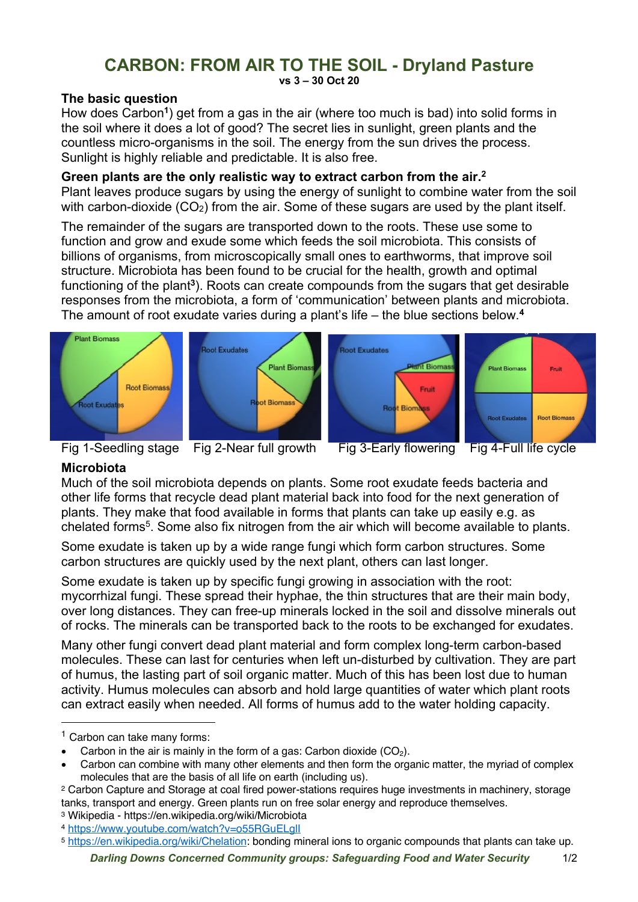# CARBON: FROM AIR TO THE SOIL - Dryland Pasture

**vs 3 – 30 Oct 20**

### The basic question

How does Carbon[1]) get from a gas in the air (where too much is bad) into solid forms in the soil where it does a lot of good? The secret lies in sunlight, green plants and the countless micro-organisms in the soil. The energy from the sun drives the process. Sunlight is highly reliable and predictable. It is also free.

### Green plants are the only realistic way to extract carbon from the air.[2]

Plant leaves produce sugars by using the energy of sunlight to combine water from the soil with carbon-dioxide ($CO_2$) from the air. Some of these sugars are used by the plant itself.

The remainder of the sugars are transported down to the roots. These use some to function and grow and exude some which feeds the soil microbiota. This consists of billions of organisms, from microscopically small ones to earthworms, that improve soil structure. Microbiota has been found to be crucial for the health, growth and optimal functioning of the plant[3]). Roots can create compounds from the sugars that get desirable responses from the microbiota, a form of 'communication' between plants and microbiota. The amount of root exudate varies during a plant's life – the blue sections below.[4]

Plant Biomass
Root Biomass
Root Exudates

Fig 1-Seedling stage

Root Exudates
Plant Biomass
Root Biomass

Fig 2-Near full growth

Root Exudates
Plant Biomass
Fruit
Root Biomass

Fig 3-Early flowering

Plant Biomass
Fruit
Root Exudates
Root Biomass

Fig 4-Full life cycle

### Microbiota

Much of the soil microbiota depends on plants. Some root exudate feeds bacteria and other life forms that recycle dead plant material back into food for the next generation of plants. They make that food available in forms that plants can take up easily e.g. as chelated forms[5]. Some also fix nitrogen from the air which will become available to plants.

Some exudate is taken up by a wide range fungi which form carbon structures. Some carbon structures are quickly used by the next plant, others can last longer.

Some exudate is taken up by specific fungi growing in association with the root: mycorrhizal fungi. These spread their hyphae, the thin structures that are their main body, over long distances. They can free-up minerals locked in the soil and dissolve minerals out of rocks. The minerals can be transported back to the roots to be exchanged for exudates.

Many other fungi convert dead plant material and form complex long-term carbon-based molecules. These can last for centuries when left un-disturbed by cultivation. They are part of humus, the lasting part of soil organic matter. Much of this has been lost due to human activity. Humus molecules can absorb and hold large quantities of water which plant roots can extract easily when needed. All forms of humus add to the water holding capacity.

---

[1] Carbon can take many forms:

- Carbon in the air is mainly in the form of a gas: Carbon dioxide ($CO_2$).
- Carbon can combine with many other elements and then form the organic matter, the myriad of complex molecules that are the basis of all life on earth (including us).

[2] Carbon Capture and Storage at coal fired power-stations requires huge investments in machinery, storage tanks, transport and energy. Green plants run on free solar energy and reproduce themselves.

[3] Wikipedia - https://en.wikipedia.org/wiki/Microbiota

[4] https://www.youtube.com/watch?v=o55RGuELgll

[5] https://en.wikipedia.org/wiki/Chelation: bonding mineral ions to organic compounds that plants can take up.

*Darling Downs Concerned Community groups: Safeguarding Food and Water Security*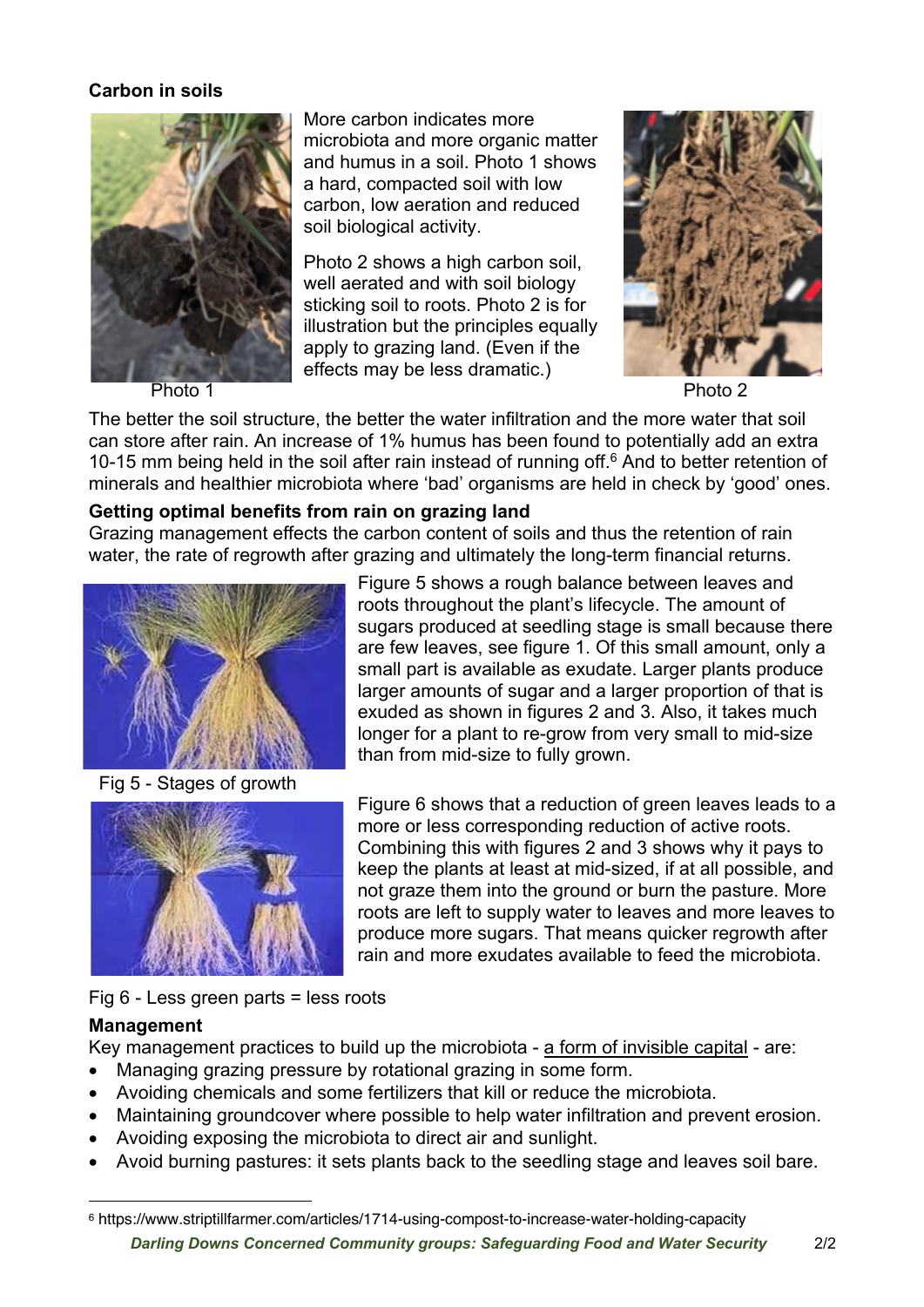## Carbon in soils

More carbon indicates more microbiota and more organic matter and humus in a soil. Photo 1 shows a hard, compacted soil with low carbon, low aeration and reduced soil biological activity.

Photo 2 shows a high carbon soil, well aerated and with soil biology sticking soil to roots. Photo 2 is for illustration but the principles equally apply to grazing land. (Even if the effects may be less dramatic.)

Photo 1

Photo 2

The better the soil structure, the better the water infiltration and the more water that soil can store after rain. An increase of 1% humus has been found to potentially add an extra 10-15 mm being held in the soil after rain instead of running off.[6] And to better retention of minerals and healthier microbiota where 'bad' organisms are held in check by 'good' ones.

## Getting optimal benefits from rain on grazing land

Grazing management effects the carbon content of soils and thus the retention of rain water, the rate of regrowth after grazing and ultimately the long-term financial returns.

Figure 5 shows a rough balance between leaves and roots throughout the plant's lifecycle. The amount of sugars produced at seedling stage is small because there are few leaves, see figure 1. Of this small amount, only a small part is available as exudate. Larger plants produce larger amounts of sugar and a larger proportion of that is exuded as shown in figures 2 and 3. Also, it takes much longer for a plant to re-grow from very small to mid-size than from mid-size to fully grown.

Fig 5 - Stages of growth

Figure 6 shows that a reduction of green leaves leads to a more or less corresponding reduction of active roots. Combining this with figures 2 and 3 shows why it pays to keep the plants at least at mid-sized, if at all possible, and not graze them into the ground or burn the pasture. More roots are left to supply water to leaves and more leaves to produce more sugars. That means quicker regrowth after rain and more exudates available to feed the microbiota.

Fig 6 - Less green parts = less roots

## Management

Key management practices to build up the microbiota - a form of invisible capital - are:

- Managing grazing pressure by rotational grazing in some form.
- Avoiding chemicals and some fertilizers that kill or reduce the microbiota.
- Maintaining groundcover where possible to help water infiltration and prevent erosion.
- Avoiding exposing the microbiota to direct air and sunlight.
- Avoid burning pastures: it sets plants back to the seedling stage and leaves soil bare.

[6] https://www.striptillfarmer.com/articles/1714-using-compost-to-increase-water-holding-capacity